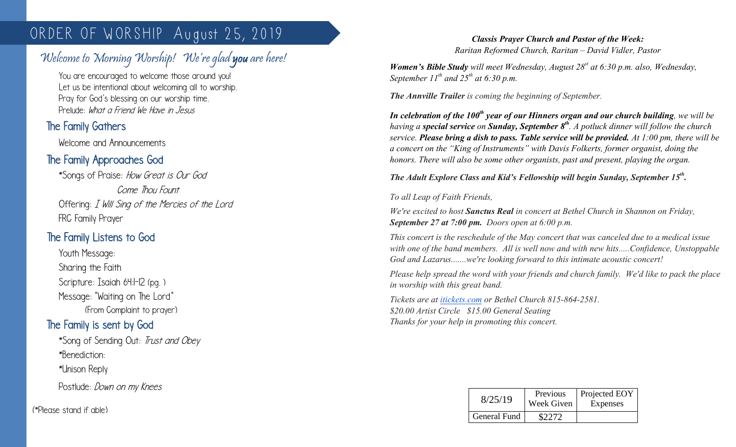# ORDER OF WORSHIP August 25, 2019

## *Welcome to Morning Worship! We're glad **you** are here!*

You are encouraged to welcome those around you!
Let us be intentional about welcoming all to worship.
Pray for God's blessing on our worship time.
Prelude: *What a Friend We Have in Jesus*

### The Family Gathers

Welcome and Announcements

### The Family Approaches God

*Songs of Praise: *How Great is Our God*
*Come Thou Fount*
Offering: *I Will Sing of the Mercies of the Lord*
FRC Family Prayer

### The Family Listens to God

Youth Message:
Sharing the Faith
Scripture: Isaiah 64:1-12 (pg. )
Message: "Waiting on The Lord"
(From Complaint to prayer)

### The Family is sent by God

*Song of Sending Out: *Trust and Obey*
*Benediction:
*Unison Reply
Postlude: *Down on my Knees*

(*Please stand if able)

***Classis Prayer Church and Pastor of the Week:***
*Raritan Reformed Church, Raritan – David Vidler, Pastor*

***Women's Bible Study** will meet Wednesday, August 28st at 6:30 p.m. also, Wednesday, September 11th and 25th at 6:30 p.m.*

***The Annville Trailer** is coming the beginning of September.*

***In celebration of the 100th year of our Hinners organ and our church building**, we will be having a **special service** on **Sunday, September 8th**. A potluck dinner will follow the church service. **Please bring a dish to pass. Table service will be provided.** At 1:00 pm, there will be a concert on the "King of Instruments" with Davis Folkerts, former organist, doing the honors. There will also be some other organists, past and present, playing the organ.*

***The Adult Explore Class and Kid's Fellowship will begin Sunday, September 15th.***

*To all Leap of Faith Friends,*

*We're excited to host **Sanctus Real** in concert at Bethel Church in Shannon on Friday, **September 27 at 7:00 pm.** Doors open at 6:00 p.m.*

*This concert is the reschedule of the May concert that was canceled due to a medical issue with one of the band members. All is well now and with new hits.....Confidence, Unstoppable God and Lazarus.......we're looking forward to this intimate acoustic concert!*

*Please help spread the word with your friends and church family. We'd like to pack the place in worship with this great band.*

*Tickets are at itickets.com or Bethel Church 815-864-2581.*
*$20.00 Artist Circle $15.00 General Seating*
*Thanks for your help in promoting this concert.*

| 8/25/19 | Previous Week Given | Projected EOY Expenses |
|---|---|---|
| General Fund | $2272 | |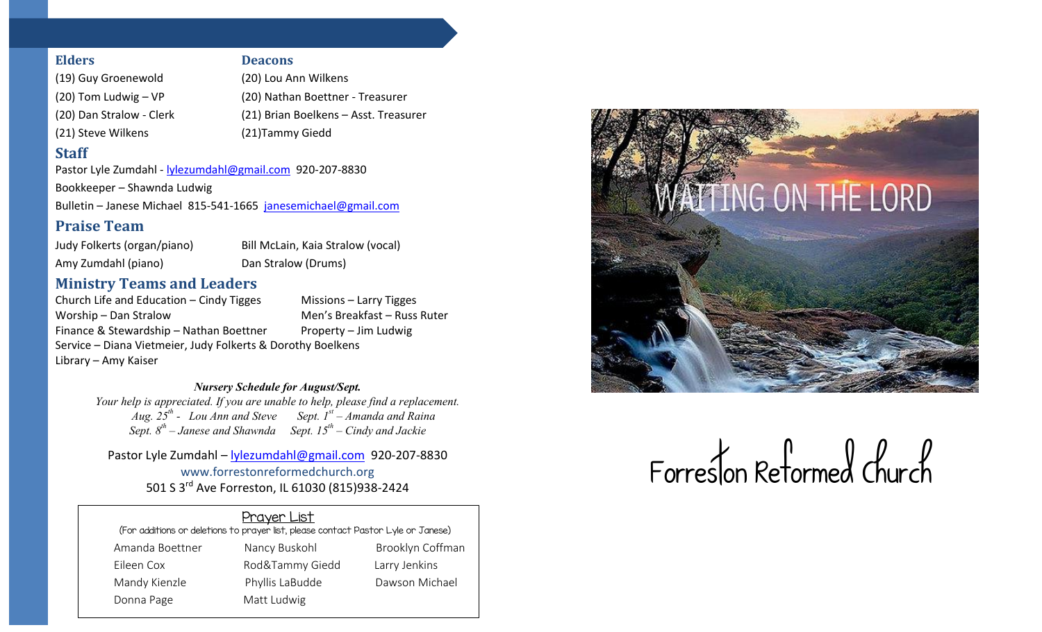### Elders

(19) Guy Groenewold
(20) Tom Ludwig – VP
(20) Dan Stralow - Clerk
(21) Steve Wilkens

### Deacons

(20) Lou Ann Wilkens
(20) Nathan Boettner - Treasurer
(21) Brian Boelkens – Asst. Treasurer
(21)Tammy Giedd

### Staff

Pastor Lyle Zumdahl - lylezumdahl@gmail.com 920-207-8830
Bookkeeper – Shawnda Ludwig
Bulletin – Janese Michael 815-541-1665 janesemichael@gmail.com

### Praise Team

Judy Folkerts (organ/piano)
Amy Zumdahl (piano)
Bill McLain, Kaia Stralow (vocal)
Dan Stralow (Drums)

### Ministry Teams and Leaders

Church Life and Education – Cindy Tigges
Worship – Dan Stralow
Finance & Stewardship – Nathan Boettner
Missions – Larry Tigges
Men's Breakfast – Russ Ruter
Property – Jim Ludwig
Service – Diana Vietmeier, Judy Folkerts & Dorothy Boelkens
Library – Amy Kaiser

***Nursery Schedule for August/Sept.***

*Your help is appreciated. If you are unable to help, please find a replacement.*
*Aug. 25th - Lou Ann and Steve     Sept. 1st – Amanda and Raina*
*Sept. 8th – Janese and Shawnda     Sept. 15th – Cindy and Jackie*

Pastor Lyle Zumdahl – lylezumdahl@gmail.com 920-207-8830
www.forrestonreformedchurch.org
501 S 3rd Ave Forreston, IL 61030 (815)938-2424

**Prayer List**

(For additions or deletions to prayer list, please contact Pastor Lyle or Janese)

| | | |
|---|---|---|
| Amanda Boettner | Nancy Buskohl | Brooklyn Coffman |
| Eileen Cox | Rod&Tammy Giedd | Larry Jenkins |
| Mandy Kienzle | Phyllis LaBudde | Dawson Michael |
| Donna Page | Matt Ludwig | |

WAITING ON THE LORD

# Forreston Reformed Church